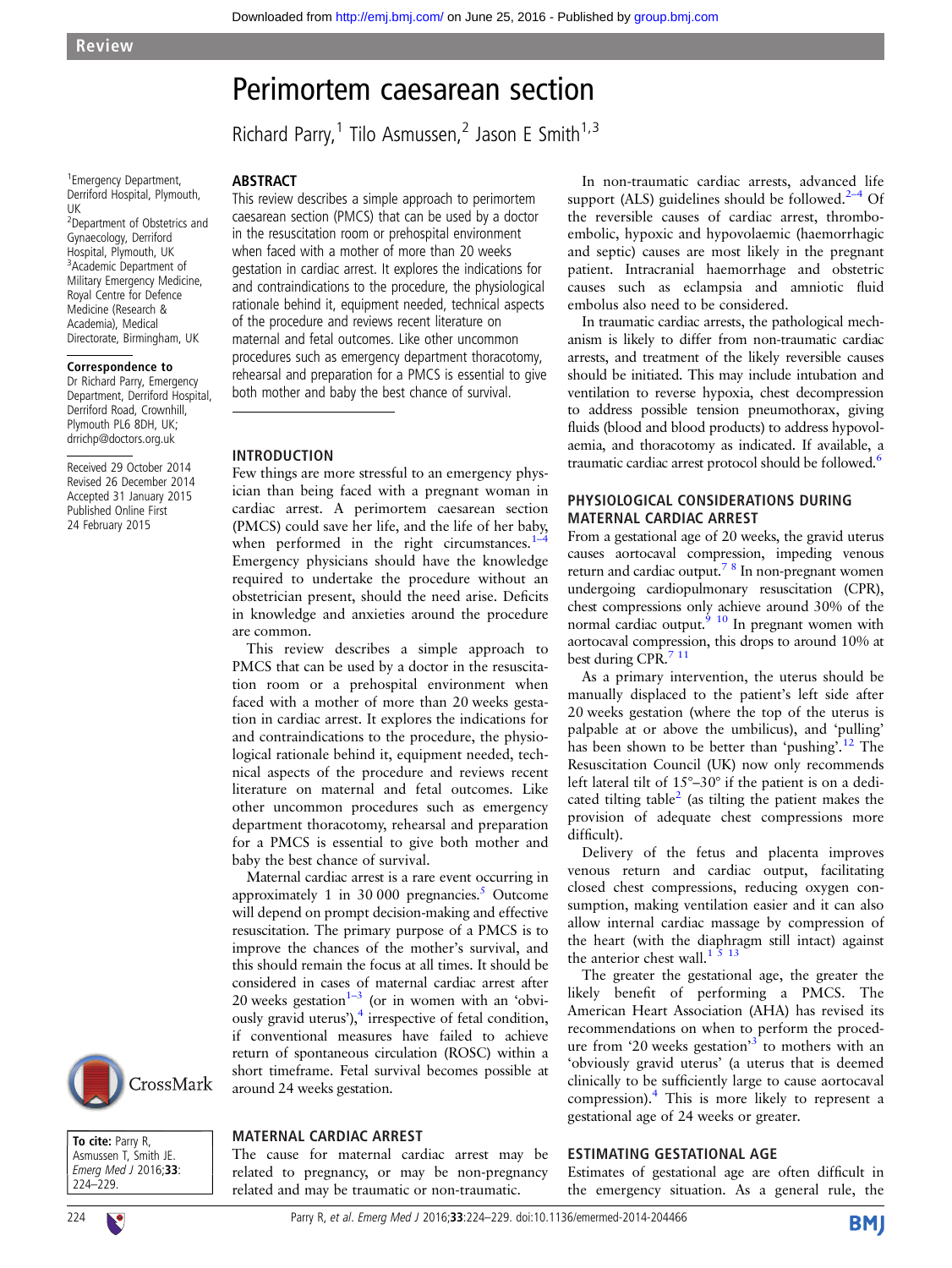Review

# Perimortem caesarean section

Richard Parry,[1] Tilo Asmussen,[2] Jason E Smith[1,3]

[1]Emergency Department, Derriford Hospital, Plymouth, UK
[2]Department of Obstetrics and Gynaecology, Derriford Hospital, Plymouth, UK
[3]Academic Department of Military Emergency Medicine, Royal Centre for Defence Medicine (Research & Academia), Medical Directorate, Birmingham, UK

**Correspondence to**
Dr Richard Parry, Emergency Department, Derriford Hospital, Derriford Road, Crownhill, Plymouth PL6 8DH, UK; drrichp@doctors.org.uk

Received 29 October 2014
Revised 26 December 2014
Accepted 31 January 2015
Published Online First 24 February 2015

**To cite:** Parry R, Asmussen T, Smith JE. *Emerg Med J* 2016;**33**:224–229.

## ABSTRACT

This review describes a simple approach to perimortem caesarean section (PMCS) that can be used by a doctor in the resuscitation room or prehospital environment when faced with a mother of more than 20 weeks gestation in cardiac arrest. It explores the indications for and contraindications to the procedure, the physiological rationale behind it, equipment needed, technical aspects of the procedure and reviews recent literature on maternal and fetal outcomes. Like other uncommon procedures such as emergency department thoracotomy, rehearsal and preparation for a PMCS is essential to give both mother and baby the best chance of survival.

## INTRODUCTION

Few things are more stressful to an emergency physician than being faced with a pregnant woman in cardiac arrest. A perimortem caesarean section (PMCS) could save her life, and the life of her baby, when performed in the right circumstances.[1–4] Emergency physicians should have the knowledge required to undertake the procedure without an obstetrician present, should the need arise. Deficits in knowledge and anxieties around the procedure are common.

This review describes a simple approach to PMCS that can be used by a doctor in the resuscitation room or a prehospital environment when faced with a mother of more than 20 weeks gestation in cardiac arrest. It explores the indications for and contraindications to the procedure, the physiological rationale behind it, equipment needed, technical aspects of the procedure and reviews recent literature on maternal and fetal outcomes. Like other uncommon procedures such as emergency department thoracotomy, rehearsal and preparation for a PMCS is essential to give both mother and baby the best chance of survival.

Maternal cardiac arrest is a rare event occurring in approximately 1 in 30 000 pregnancies.[5] Outcome will depend on prompt decision-making and effective resuscitation. The primary purpose of a PMCS is to improve the chances of the mother's survival, and this should remain the focus at all times. It should be considered in cases of maternal cardiac arrest after 20 weeks gestation[1–3] (or in women with an 'obviously gravid uterus'),[4] irrespective of fetal condition, if conventional measures have failed to achieve return of spontaneous circulation (ROSC) within a short timeframe. Fetal survival becomes possible at around 24 weeks gestation.

## MATERNAL CARDIAC ARREST

The cause for maternal cardiac arrest may be related to pregnancy, or may be non-pregnancy related and may be traumatic or non-traumatic.

In non-traumatic cardiac arrests, advanced life support (ALS) guidelines should be followed.[2–4] Of the reversible causes of cardiac arrest, thromboembolic, hypoxic and hypovolaemic (haemorrhagic and septic) causes are most likely in the pregnant patient. Intracranial haemorrhage and obstetric causes such as eclampsia and amniotic fluid embolus also need to be considered.

In traumatic cardiac arrests, the pathological mechanism is likely to differ from non-traumatic cardiac arrests, and treatment of the likely reversible causes should be initiated. This may include intubation and ventilation to reverse hypoxia, chest decompression to address possible tension pneumothorax, giving fluids (blood and blood products) to address hypovolaemia, and thoracotomy as indicated. If available, a traumatic cardiac arrest protocol should be followed.[6]

## PHYSIOLOGICAL CONSIDERATIONS DURING MATERNAL CARDIAC ARREST

From a gestational age of 20 weeks, the gravid uterus causes aortocaval compression, impeding venous return and cardiac output.[7 8] In non-pregnant women undergoing cardiopulmonary resuscitation (CPR), chest compressions only achieve around 30% of the normal cardiac output.[9 10] In pregnant women with aortocaval compression, this drops to around 10% at best during CPR.[7 11]

As a primary intervention, the uterus should be manually displaced to the patient's left side after 20 weeks gestation (where the top of the uterus is palpable at or above the umbilicus), and 'pulling' has been shown to be better than 'pushing'.[12] The Resuscitation Council (UK) now only recommends left lateral tilt of 15°–30° if the patient is on a dedicated tilting table[2] (as tilting the patient makes the provision of adequate chest compressions more difficult).

Delivery of the fetus and placenta improves venous return and cardiac output, facilitating closed chest compressions, reducing oxygen consumption, making ventilation easier and it can also allow internal cardiac massage by compression of the heart (with the diaphragm still intact) against the anterior chest wall.[1 5 13]

The greater the gestational age, the greater the likely benefit of performing a PMCS. The American Heart Association (AHA) has revised its recommendations on when to perform the procedure from '20 weeks gestation'[3] to mothers with an 'obviously gravid uterus' (a uterus that is deemed clinically to be sufficiently large to cause aortocaval compression).[4] This is more likely to represent a gestational age of 24 weeks or greater.

## ESTIMATING GESTATIONAL AGE

Estimates of gestational age are often difficult in the emergency situation. As a general rule, the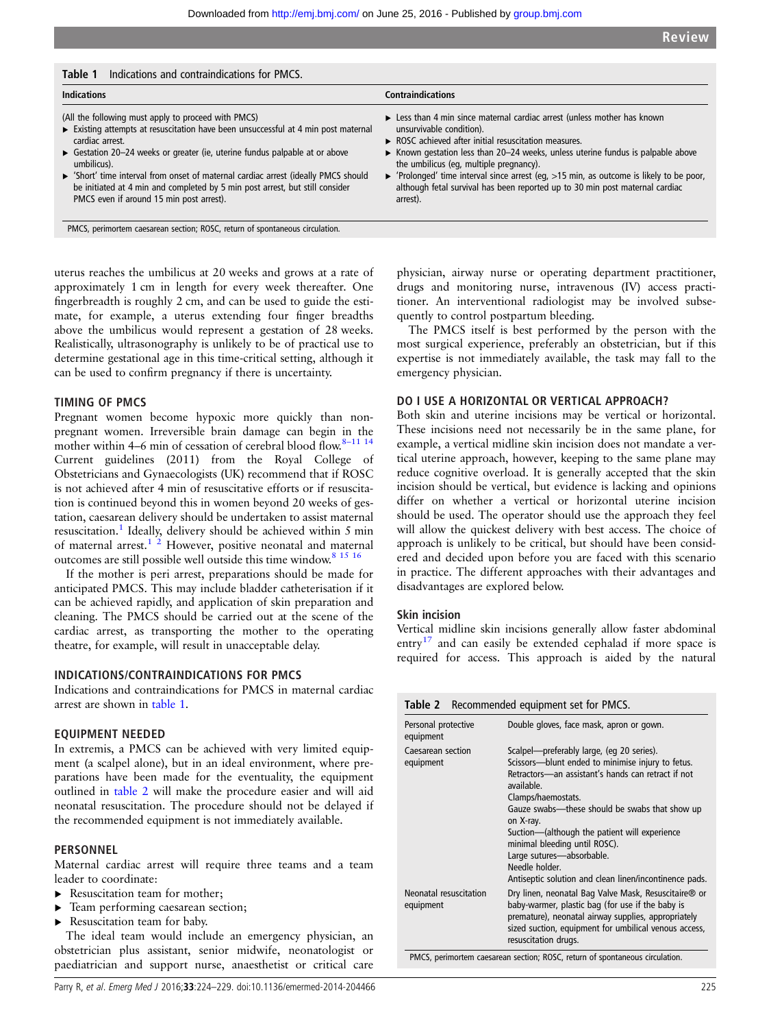Table 1 Indications and contraindications for PMCS.

| Indications | Contraindications |
|---|---|
| (All the following must apply to proceed with PMCS)<br>► Existing attempts at resuscitation have been unsuccessful at 4 min post maternal cardiac arrest.<br>► Gestation 20–24 weeks or greater (ie, uterine fundus palpable at or above umbilicus).<br>► 'Short' time interval from onset of maternal cardiac arrest (ideally PMCS should be initiated at 4 min and completed by 5 min post arrest, but still consider PMCS even if around 15 min post arrest). | ► Less than 4 min since maternal cardiac arrest (unless mother has known unsurvivable condition).<br>► ROSC achieved after initial resuscitation measures.<br>► Known gestation less than 20–24 weeks, unless uterine fundus is palpable above the umbilicus (eg, multiple pregnancy).<br>► 'Prolonged' time interval since arrest (eg, >15 min, as outcome is likely to be poor, although fetal survival has been reported up to 30 min post maternal cardiac arrest). |

PMCS, perimortem caesarean section; ROSC, return of spontaneous circulation.

uterus reaches the umbilicus at 20 weeks and grows at a rate of approximately 1 cm in length for every week thereafter. One fingerbreadth is roughly 2 cm, and can be used to guide the estimate, for example, a uterus extending four finger breadths above the umbilicus would represent a gestation of 28 weeks. Realistically, ultrasonography is unlikely to be of practical use to determine gestational age in this time-critical setting, although it can be used to confirm pregnancy if there is uncertainty.

## TIMING OF PMCS

Pregnant women become hypoxic more quickly than non-pregnant women. Irreversible brain damage can begin in the mother within 4–6 min of cessation of cerebral blood flow.[8–11 14] Current guidelines (2011) from the Royal College of Obstetricians and Gynaecologists (UK) recommend that if ROSC is not achieved after 4 min of resuscitative efforts or if resuscitation is continued beyond this in women beyond 20 weeks of gestation, caesarean delivery should be undertaken to assist maternal resuscitation.[1] Ideally, delivery should be achieved within 5 min of maternal arrest.[1 2] However, positive neonatal and maternal outcomes are still possible well outside this time window.[8 15 16]

If the mother is peri arrest, preparations should be made for anticipated PMCS. This may include bladder catheterisation if it can be achieved rapidly, and application of skin preparation and cleaning. The PMCS should be carried out at the scene of the cardiac arrest, as transporting the mother to the operating theatre, for example, will result in unacceptable delay.

## INDICATIONS/CONTRAINDICATIONS FOR PMCS

Indications and contraindications for PMCS in maternal cardiac arrest are shown in table 1.

## EQUIPMENT NEEDED

In extremis, a PMCS can be achieved with very limited equipment (a scalpel alone), but in an ideal environment, where preparations have been made for the eventuality, the equipment outlined in table 2 will make the procedure easier and will aid neonatal resuscitation. The procedure should not be delayed if the recommended equipment is not immediately available.

## PERSONNEL

Maternal cardiac arrest will require three teams and a team leader to coordinate:

- Resuscitation team for mother;
- Team performing caesarean section;
- Resuscitation team for baby.

The ideal team would include an emergency physician, an obstetrician plus assistant, senior midwife, neonatologist or paediatrician and support nurse, anaesthetist or critical care physician, airway nurse or operating department practitioner, drugs and monitoring nurse, intravenous (IV) access practitioner. An interventional radiologist may be involved subsequently to control postpartum bleeding.

The PMCS itself is best performed by the person with the most surgical experience, preferably an obstetrician, but if this expertise is not immediately available, the task may fall to the emergency physician.

## DO I USE A HORIZONTAL OR VERTICAL APPROACH?

Both skin and uterine incisions may be vertical or horizontal. These incisions need not necessarily be in the same plane, for example, a vertical midline skin incision does not mandate a vertical uterine approach, however, keeping to the same plane may reduce cognitive overload. It is generally accepted that the skin incision should be vertical, but evidence is lacking and opinions differ on whether a vertical or horizontal uterine incision should be used. The operator should use the approach they feel will allow the quickest delivery with best access. The choice of approach is unlikely to be critical, but should have been considered and decided upon before you are faced with this scenario in practice. The different approaches with their advantages and disadvantages are explored below.

### Skin incision

Vertical midline skin incisions generally allow faster abdominal entry[17] and can easily be extended cephalad if more space is required for access. This approach is aided by the natural

Table 2 Recommended equipment set for PMCS.

| | |
|---|---|
| Personal protective equipment | Double gloves, face mask, apron or gown. |
| Caesarean section equipment | Scalpel—preferably large, (eg 20 series).<br>Scissors—blunt ended to minimise injury to fetus.<br>Retractors—an assistant's hands can retract if not available.<br>Clamps/haemostats.<br>Gauze swabs—these should be swabs that show up on X-ray.<br>Suction—(although the patient will experience minimal bleeding until ROSC).<br>Large sutures—absorbable.<br>Needle holder.<br>Antiseptic solution and clean linen/incontinence pads. |
| Neonatal resuscitation equipment | Dry linen, neonatal Bag Valve Mask, Resuscitaire® or baby-warmer, plastic bag (for use if the baby is premature), neonatal airway supplies, appropriately sized suction, equipment for umbilical venous access, resuscitation drugs. |

PMCS, perimortem caesarean section; ROSC, return of spontaneous circulation.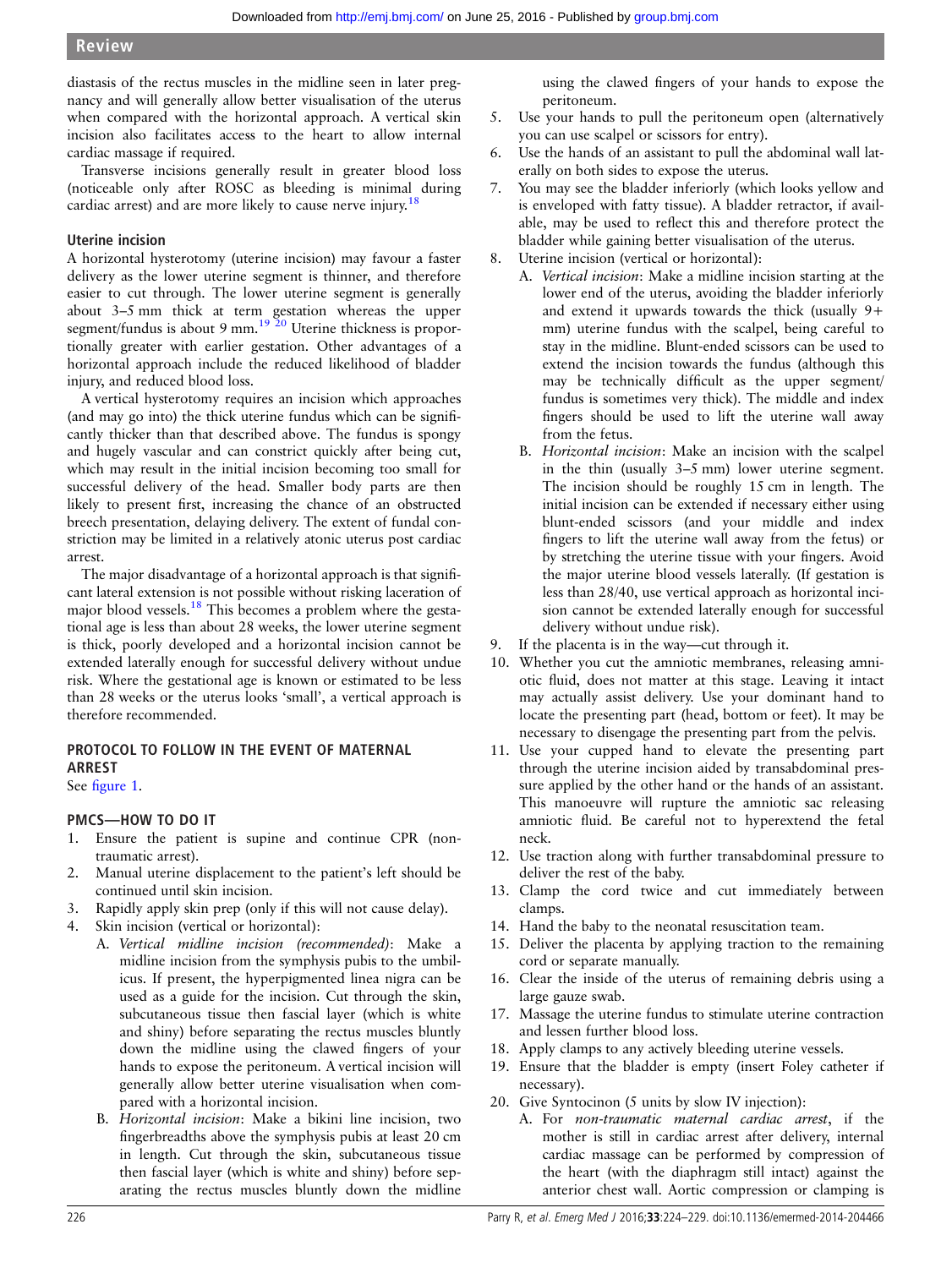diastasis of the rectus muscles in the midline seen in later pregnancy and will generally allow better visualisation of the uterus when compared with the horizontal approach. A vertical skin incision also facilitates access to the heart to allow internal cardiac massage if required.

Transverse incisions generally result in greater blood loss (noticeable only after ROSC as bleeding is minimal during cardiac arrest) and are more likely to cause nerve injury.[18]

### Uterine incision

A horizontal hysterotomy (uterine incision) may favour a faster delivery as the lower uterine segment is thinner, and therefore easier to cut through. The lower uterine segment is generally about 3–5 mm thick at term gestation whereas the upper segment/fundus is about 9 mm.[19 20] Uterine thickness is proportionally greater with earlier gestation. Other advantages of a horizontal approach include the reduced likelihood of bladder injury, and reduced blood loss.

A vertical hysterotomy requires an incision which approaches (and may go into) the thick uterine fundus which can be significantly thicker than that described above. The fundus is spongy and hugely vascular and can constrict quickly after being cut, which may result in the initial incision becoming too small for successful delivery of the head. Smaller body parts are then likely to present first, increasing the chance of an obstructed breech presentation, delaying delivery. The extent of fundal constriction may be limited in a relatively atonic uterus post cardiac arrest.

The major disadvantage of a horizontal approach is that significant lateral extension is not possible without risking laceration of major blood vessels.[18] This becomes a problem where the gestational age is less than about 28 weeks, the lower uterine segment is thick, poorly developed and a horizontal incision cannot be extended laterally enough for successful delivery without undue risk. Where the gestational age is known or estimated to be less than 28 weeks or the uterus looks 'small', a vertical approach is therefore recommended.

## PROTOCOL TO FOLLOW IN THE EVENT OF MATERNAL ARREST

See figure 1.

## PMCS—HOW TO DO IT

1. Ensure the patient is supine and continue CPR (non-traumatic arrest).
2. Manual uterine displacement to the patient's left should be continued until skin incision.
3. Rapidly apply skin prep (only if this will not cause delay).
4. Skin incision (vertical or horizontal):
   A. *Vertical midline incision (recommended)*: Make a midline incision from the symphysis pubis to the umbilicus. If present, the hyperpigmented linea nigra can be used as a guide for the incision. Cut through the skin, subcutaneous tissue then fascial layer (which is white and shiny) before separating the rectus muscles bluntly down the midline using the clawed fingers of your hands to expose the peritoneum. A vertical incision will generally allow better uterine visualisation when compared with a horizontal incision.
   B. *Horizontal incision*: Make a bikini line incision, two fingerbreadths above the symphysis pubis at least 20 cm in length. Cut through the skin, subcutaneous tissue then fascial layer (which is white and shiny) before separating the rectus muscles bluntly down the midline using the clawed fingers of your hands to expose the peritoneum.
5. Use your hands to pull the peritoneum open (alternatively you can use scalpel or scissors for entry).
6. Use the hands of an assistant to pull the abdominal wall laterally on both sides to expose the uterus.
7. You may see the bladder inferiorly (which looks yellow and is enveloped with fatty tissue). A bladder retractor, if available, may be used to reflect this and therefore protect the bladder while gaining better visualisation of the uterus.
8. Uterine incision (vertical or horizontal):
   A. *Vertical incision*: Make a midline incision starting at the lower end of the uterus, avoiding the bladder inferiorly and extend it upwards towards the thick (usually 9+ mm) uterine fundus with the scalpel, being careful to stay in the midline. Blunt-ended scissors can be used to extend the incision towards the fundus (although this may be technically difficult as the upper segment/fundus is sometimes very thick). The middle and index fingers should be used to lift the uterine wall away from the fetus.
   B. *Horizontal incision*: Make an incision with the scalpel in the thin (usually 3–5 mm) lower uterine segment. The incision should be roughly 15 cm in length. The initial incision can be extended if necessary either using blunt-ended scissors (and your middle and index fingers to lift the uterine wall away from the fetus) or by stretching the uterine tissue with your fingers. Avoid the major uterine blood vessels laterally. (If gestation is less than 28/40, use vertical approach as horizontal incision cannot be extended laterally enough for successful delivery without undue risk).
9. If the placenta is in the way—cut through it.
10. Whether you cut the amniotic membranes, releasing amniotic fluid, does not matter at this stage. Leaving it intact may actually assist delivery. Use your dominant hand to locate the presenting part (head, bottom or feet). It may be necessary to disengage the presenting part from the pelvis.
11. Use your cupped hand to elevate the presenting part through the uterine incision aided by transabdominal pressure applied by the other hand or the hands of an assistant. This manoeuvre will rupture the amniotic sac releasing amniotic fluid. Be careful not to hyperextend the fetal neck.
12. Use traction along with further transabdominal pressure to deliver the rest of the baby.
13. Clamp the cord twice and cut immediately between clamps.
14. Hand the baby to the neonatal resuscitation team.
15. Deliver the placenta by applying traction to the remaining cord or separate manually.
16. Clear the inside of the uterus of remaining debris using a large gauze swab.
17. Massage the uterine fundus to stimulate uterine contraction and lessen further blood loss.
18. Apply clamps to any actively bleeding uterine vessels.
19. Ensure that the bladder is empty (insert Foley catheter if necessary).
20. Give Syntocinon (5 units by slow IV injection):
   A. For *non-traumatic maternal cardiac arrest*, if the mother is still in cardiac arrest after delivery, internal cardiac massage can be performed by compression of the heart (with the diaphragm still intact) against the anterior chest wall. Aortic compression or clamping is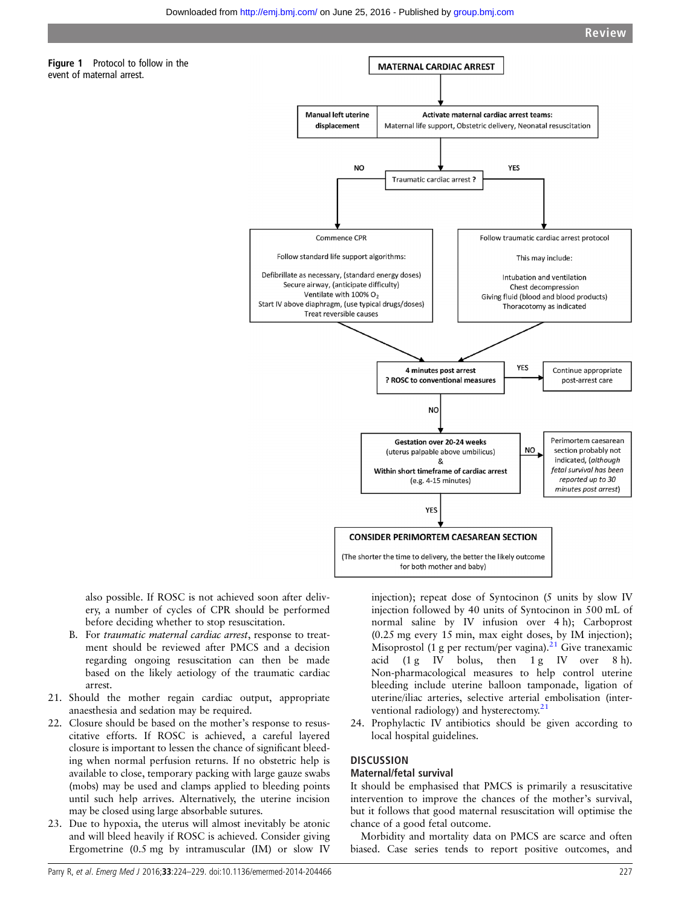**Figure 1** Protocol to follow in the event of maternal arrest.

MATERNAL CARDIAC ARREST

Manual left uterine displacement

Activate maternal cardiac arrest teams: Maternal life support, Obstetric delivery, Neonatal resuscitation

Traumatic cardiac arrest ?

NO:

Commence CPR

Follow standard life support algorithms:

Defibrillate as necessary, (standard energy doses)
Secure airway, (anticipate difficulty)
Ventilate with 100% $O_2$
Start IV above diaphragm, (use typical drugs/doses)
Treat reversible causes

YES:

Follow traumatic cardiac arrest protocol

This may include:

Intubation and ventilation
Chest decompression
Giving fluid (blood and blood products)
Thoracotomy as indicated

4 minutes post arrest
? ROSC to conventional measures

YES: Continue appropriate post-arrest care

NO:

Gestation over 20-24 weeks
(uterus palpable above umbilicus)
&
Within short timeframe of cardiac arrest
(e.g. 4-15 minutes)

NO: Perimortem caesarean section probably not indicated, (*although fetal survival has been reported up to 30 minutes post arrest*)

YES:

CONSIDER PERIMORTEM CAESAREAN SECTION

(The shorter the time to delivery, the better the likely outcome for both mother and baby)

also possible. If ROSC is not achieved soon after delivery, a number of cycles of CPR should be performed before deciding whether to stop resuscitation.

B. For *traumatic maternal cardiac arrest*, response to treatment should be reviewed after PMCS and a decision regarding ongoing resuscitation can then be made based on the likely aetiology of the traumatic cardiac arrest.

21. Should the mother regain cardiac output, appropriate anaesthesia and sedation may be required.
22. Closure should be based on the mother's response to resuscitative efforts. If ROSC is achieved, a careful layered closure is important to lessen the chance of significant bleeding when normal perfusion returns. If no obstetric help is available to close, temporary packing with large gauze swabs (mobs) may be used and clamps applied to bleeding points until such help arrives. Alternatively, the uterine incision may be closed using large absorbable sutures.
23. Due to hypoxia, the uterus will almost inevitably be atonic and will bleed heavily if ROSC is achieved. Consider giving Ergometrine (0.5 mg by intramuscular (IM) or slow IV injection); repeat dose of Syntocinon (5 units by slow IV injection followed by 40 units of Syntocinon in 500 mL of normal saline by IV infusion over 4 h); Carboprost (0.25 mg every 15 min, max eight doses, by IM injection); Misoprostol (1 g per rectum/per vagina).[21] Give tranexamic acid (1 g IV bolus, then 1 g IV over 8 h). Non-pharmacological measures to help control uterine bleeding include uterine balloon tamponade, ligation of uterine/iliac arteries, selective arterial embolisation (interventional radiology) and hysterectomy.[21]
24. Prophylactic IV antibiotics should be given according to local hospital guidelines.

## DISCUSSION

### Maternal/fetal survival

It should be emphasised that PMCS is primarily a resuscitative intervention to improve the chances of the mother's survival, but it follows that good maternal resuscitation will optimise the chance of a good fetal outcome.

Morbidity and mortality data on PMCS are scarce and often biased. Case series tends to report positive outcomes, and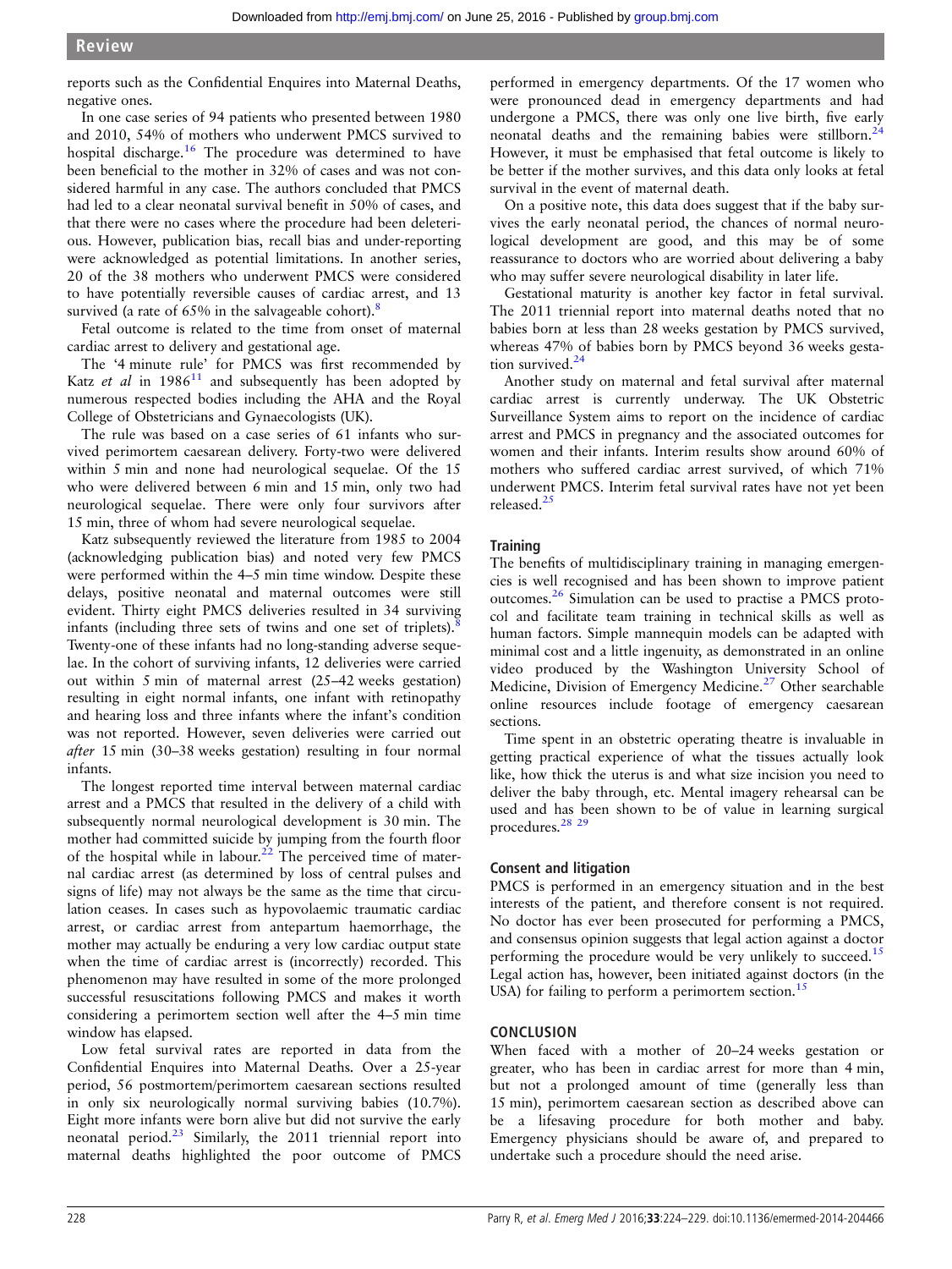reports such as the Confidential Enquires into Maternal Deaths, negative ones.

In one case series of 94 patients who presented between 1980 and 2010, 54% of mothers who underwent PMCS survived to hospital discharge.[16] The procedure was determined to have been beneficial to the mother in 32% of cases and was not considered harmful in any case. The authors concluded that PMCS had led to a clear neonatal survival benefit in 50% of cases, and that there were no cases where the procedure had been deleterious. However, publication bias, recall bias and under-reporting were acknowledged as potential limitations. In another series, 20 of the 38 mothers who underwent PMCS were considered to have potentially reversible causes of cardiac arrest, and 13 survived (a rate of 65% in the salvageable cohort).[8]

Fetal outcome is related to the time from onset of maternal cardiac arrest to delivery and gestational age.

The '4 minute rule' for PMCS was first recommended by Katz *et al* in 1986[11] and subsequently has been adopted by numerous respected bodies including the AHA and the Royal College of Obstetricians and Gynaecologists (UK).

The rule was based on a case series of 61 infants who survived perimortem caesarean delivery. Forty-two were delivered within 5 min and none had neurological sequelae. Of the 15 who were delivered between 6 min and 15 min, only two had neurological sequelae. There were only four survivors after 15 min, three of whom had severe neurological sequelae.

Katz subsequently reviewed the literature from 1985 to 2004 (acknowledging publication bias) and noted very few PMCS were performed within the 4–5 min time window. Despite these delays, positive neonatal and maternal outcomes were still evident. Thirty eight PMCS deliveries resulted in 34 surviving infants (including three sets of twins and one set of triplets).[8] Twenty-one of these infants had no long-standing adverse sequelae. In the cohort of surviving infants, 12 deliveries were carried out within 5 min of maternal arrest (25–42 weeks gestation) resulting in eight normal infants, one infant with retinopathy and hearing loss and three infants where the infant's condition was not reported. However, seven deliveries were carried out *after* 15 min (30–38 weeks gestation) resulting in four normal infants.

The longest reported time interval between maternal cardiac arrest and a PMCS that resulted in the delivery of a child with subsequently normal neurological development is 30 min. The mother had committed suicide by jumping from the fourth floor of the hospital while in labour.[22] The perceived time of maternal cardiac arrest (as determined by loss of central pulses and signs of life) may not always be the same as the time that circulation ceases. In cases such as hypovolaemic traumatic cardiac arrest, or cardiac arrest from antepartum haemorrhage, the mother may actually be enduring a very low cardiac output state when the time of cardiac arrest is (incorrectly) recorded. This phenomenon may have resulted in some of the more prolonged successful resuscitations following PMCS and makes it worth considering a perimortem section well after the 4–5 min time window has elapsed.

Low fetal survival rates are reported in data from the Confidential Enquires into Maternal Deaths. Over a 25-year period, 56 postmortem/perimortem caesarean sections resulted in only six neurologically normal surviving babies (10.7%). Eight more infants were born alive but did not survive the early neonatal period.[23] Similarly, the 2011 triennial report into maternal deaths highlighted the poor outcome of PMCS performed in emergency departments. Of the 17 women who were pronounced dead in emergency departments and had undergone a PMCS, there was only one live birth, five early neonatal deaths and the remaining babies were stillborn.[24] However, it must be emphasised that fetal outcome is likely to be better if the mother survives, and this data only looks at fetal survival in the event of maternal death.

On a positive note, this data does suggest that if the baby survives the early neonatal period, the chances of normal neurological development are good, and this may be of some reassurance to doctors who are worried about delivering a baby who may suffer severe neurological disability in later life.

Gestational maturity is another key factor in fetal survival. The 2011 triennial report into maternal deaths noted that no babies born at less than 28 weeks gestation by PMCS survived, whereas 47% of babies born by PMCS beyond 36 weeks gestation survived.[24]

Another study on maternal and fetal survival after maternal cardiac arrest is currently underway. The UK Obstetric Surveillance System aims to report on the incidence of cardiac arrest and PMCS in pregnancy and the associated outcomes for women and their infants. Interim results show around 60% of mothers who suffered cardiac arrest survived, of which 71% underwent PMCS. Interim fetal survival rates have not yet been released.[25]

### Training

The benefits of multidisciplinary training in managing emergencies is well recognised and has been shown to improve patient outcomes.[26] Simulation can be used to practise a PMCS protocol and facilitate team training in technical skills as well as human factors. Simple mannequin models can be adapted with minimal cost and a little ingenuity, as demonstrated in an online video produced by the Washington University School of Medicine, Division of Emergency Medicine.[27] Other searchable online resources include footage of emergency caesarean sections.

Time spent in an obstetric operating theatre is invaluable in getting practical experience of what the tissues actually look like, how thick the uterus is and what size incision you need to deliver the baby through, etc. Mental imagery rehearsal can be used and has been shown to be of value in learning surgical procedures.[28,29]

### Consent and litigation

PMCS is performed in an emergency situation and in the best interests of the patient, and therefore consent is not required. No doctor has ever been prosecuted for performing a PMCS, and consensus opinion suggests that legal action against a doctor performing the procedure would be very unlikely to succeed.[15] Legal action has, however, been initiated against doctors (in the USA) for failing to perform a perimortem section.[15]

## CONCLUSION

When faced with a mother of 20–24 weeks gestation or greater, who has been in cardiac arrest for more than 4 min, but not a prolonged amount of time (generally less than 15 min), perimortem caesarean section as described above can be a lifesaving procedure for both mother and baby. Emergency physicians should be aware of, and prepared to undertake such a procedure should the need arise.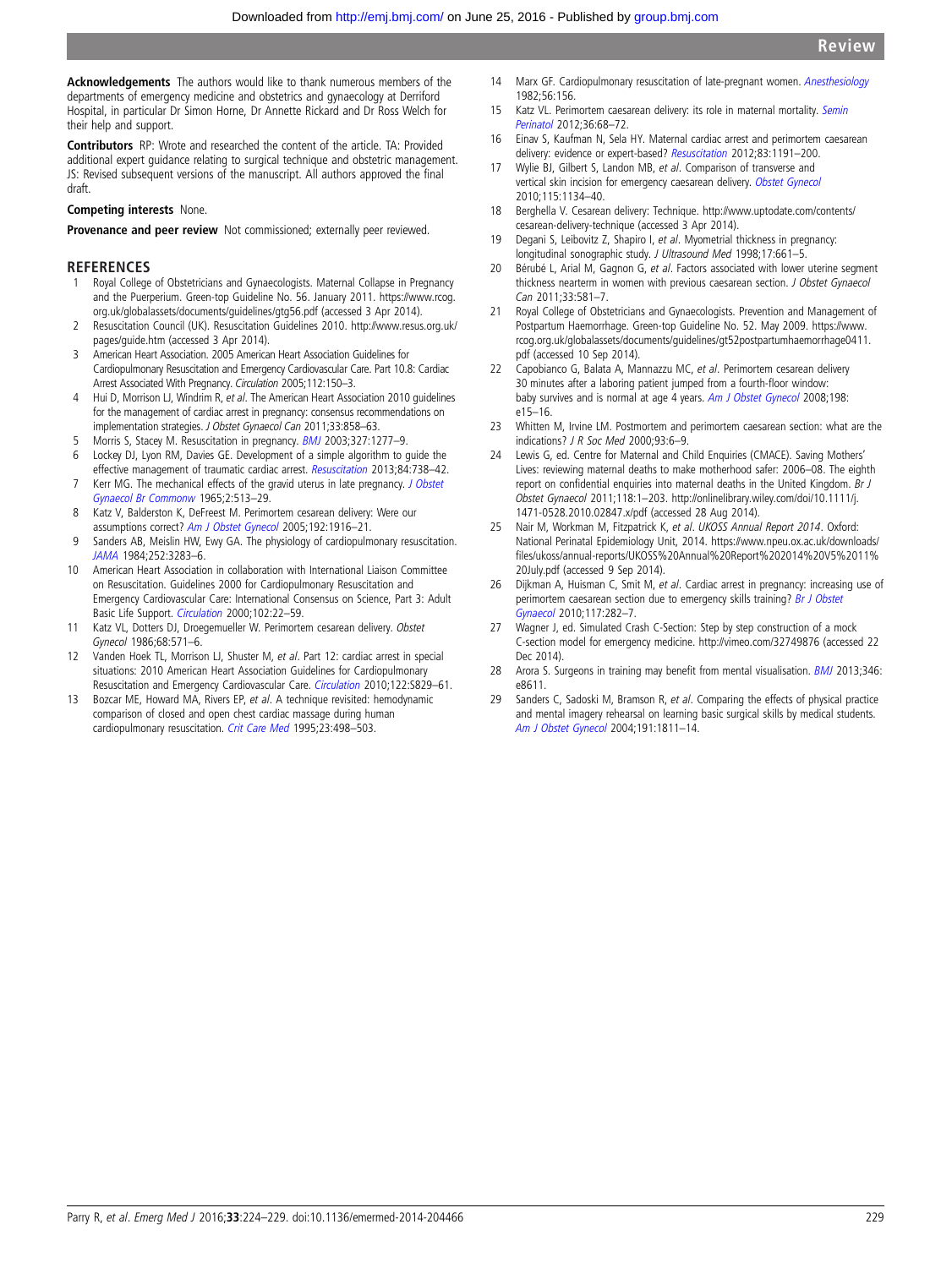**Acknowledgements** The authors would like to thank numerous members of the departments of emergency medicine and obstetrics and gynaecology at Derriford Hospital, in particular Dr Simon Horne, Dr Annette Rickard and Dr Ross Welch for their help and support.

**Contributors** RP: Wrote and researched the content of the article. TA: Provided additional expert guidance relating to surgical technique and obstetric management. JS: Revised subsequent versions of the manuscript. All authors approved the final draft.

**Competing interests** None.

**Provenance and peer review** Not commissioned; externally peer reviewed.

## REFERENCES

1. Royal College of Obstetricians and Gynaecologists. Maternal Collapse in Pregnancy and the Puerperium. Green-top Guideline No. 56. January 2011. https://www.rcog.org.uk/globalassets/documents/guidelines/gtg56.pdf (accessed 3 Apr 2014).
2. Resuscitation Council (UK). Resuscitation Guidelines 2010. http://www.resus.org.uk/pages/guide.htm (accessed 3 Apr 2014).
3. American Heart Association. 2005 American Heart Association Guidelines for Cardiopulmonary Resuscitation and Emergency Cardiovascular Care. Part 10.8: Cardiac Arrest Associated With Pregnancy. *Circulation* 2005;112:150–3.
4. Hui D, Morrison LJ, Windrim R, *et al*. The American Heart Association 2010 guidelines for the management of cardiac arrest in pregnancy: consensus recommendations on implementation strategies. *J Obstet Gynaecol Can* 2011;33:858–63.
5. Morris S, Stacey M. Resuscitation in pregnancy. *BMJ* 2003;327:1277–9.
6. Lockey DJ, Lyon RM, Davies GE. Development of a simple algorithm to guide the effective management of traumatic cardiac arrest. *Resuscitation* 2013;84:738–42.
7. Kerr MG. The mechanical effects of the gravid uterus in late pregnancy. *J Obstet Gynaecol Br Commonw* 1965;2:513–29.
8. Katz V, Balderston K, DeFreest M. Perimortem cesarean delivery: Were our assumptions correct? *Am J Obstet Gynecol* 2005;192:1916–21.
9. Sanders AB, Meislin HW, Ewy GA. The physiology of cardiopulmonary resuscitation. *JAMA* 1984;252:3283–6.
10. American Heart Association in collaboration with International Liaison Committee on Resuscitation. Guidelines 2000 for Cardiopulmonary Resuscitation and Emergency Cardiovascular Care: International Consensus on Science, Part 3: Adult Basic Life Support. *Circulation* 2000;102:22–59.
11. Katz VL, Dotters DJ, Droegemueller W. Perimortem cesarean delivery. *Obstet Gynecol* 1986;68:571–6.
12. Vanden Hoek TL, Morrison LJ, Shuster M, *et al*. Part 12: cardiac arrest in special situations: 2010 American Heart Association Guidelines for Cardiopulmonary Resuscitation and Emergency Cardiovascular Care. *Circulation* 2010;122:S829–61.
13. Bozcar ME, Howard MA, Rivers EP, *et al*. A technique revisited: hemodynamic comparison of closed and open chest cardiac massage during human cardiopulmonary resuscitation. *Crit Care Med* 1995;23:498–503.
14. Marx GF. Cardiopulmonary resuscitation of late-pregnant women. *Anesthesiology* 1982;56:156.
15. Katz VL. Perimortem caesarean delivery: its role in maternal mortality. *Semin Perinatol* 2012;36:68–72.
16. Einav S, Kaufman N, Sela HY. Maternal cardiac arrest and perimortem caesarean delivery: evidence or expert-based? *Resuscitation* 2012;83:1191–200.
17. Wylie BJ, Gilbert S, Landon MB, *et al*. Comparison of transverse and vertical skin incision for emergency caesarean delivery. *Obstet Gynecol* 2010;115:1134–40.
18. Berghella V. Cesarean delivery: Technique. http://www.uptodate.com/contents/cesarean-delivery-technique (accessed 3 Apr 2014).
19. Degani S, Leibovitz Z, Shapiro I, *et al*. Myometrial thickness in pregnancy: longitudinal sonographic study. *J Ultrasound Med* 1998;17:661–5.
20. Bérubé L, Arial M, Gagnon G, *et al*. Factors associated with lower uterine segment thickness nearterm in women with previous caesarean section. *J Obstet Gynaecol Can* 2011;33:581–7.
21. Royal College of Obstetricians and Gynaecologists. Prevention and Management of Postpartum Haemorrhage. Green-top Guideline No. 52. May 2009. https://www.rcog.org.uk/globalassets/documents/guidelines/gt52postpartumhaemorrhage0411.pdf (accessed 10 Sep 2014).
22. Capobianco G, Balata A, Mannazzu MC, *et al*. Perimortem cesarean delivery 30 minutes after a laboring patient jumped from a fourth-floor window: baby survives and is normal at age 4 years. *Am J Obstet Gynecol* 2008;198:e15–16.
23. Whitten M, Irvine LM. Postmortem and perimortem caesarean section: what are the indications? *J R Soc Med* 2000;93:6–9.
24. Lewis G, ed. Centre for Maternal and Child Enquiries (CMACE). Saving Mothers' Lives: reviewing maternal deaths to make motherhood safer: 2006–08. The eighth report on confidential enquiries into maternal deaths in the United Kingdom. *Br J Obstet Gynaecol* 2011;118:1–203. http://onlinelibrary.wiley.com/doi/10.1111/j.1471-0528.2010.02847.x/pdf (accessed 28 Aug 2014).
25. Nair M, Workman M, Fitzpatrick K, *et al*. *UKOSS Annual Report 2014*. Oxford: National Perinatal Epidemiology Unit, 2014. https://www.npeu.ox.ac.uk/downloads/files/ukoss/annual-reports/UKOSS%20Annual%20Report%202014%20V5%2011%20July.pdf (accessed 9 Sep 2014).
26. Dijkman A, Huisman C, Smit M, *et al*. Cardiac arrest in pregnancy: increasing use of perimortem caesarean section due to emergency skills training? *Br J Obstet Gynaecol* 2010;117:282–7.
27. Wagner J, ed. Simulated Crash C-Section: Step by step construction of a mock C-section model for emergency medicine. http://vimeo.com/32749876 (accessed 22 Dec 2014).
28. Arora S. Surgeons in training may benefit from mental visualisation. *BMJ* 2013;346:e8611.
29. Sanders C, Sadoski M, Bramson R, *et al*. Comparing the effects of physical practice and mental imagery rehearsal on learning basic surgical skills by medical students. *Am J Obstet Gynecol* 2004;191:1811–14.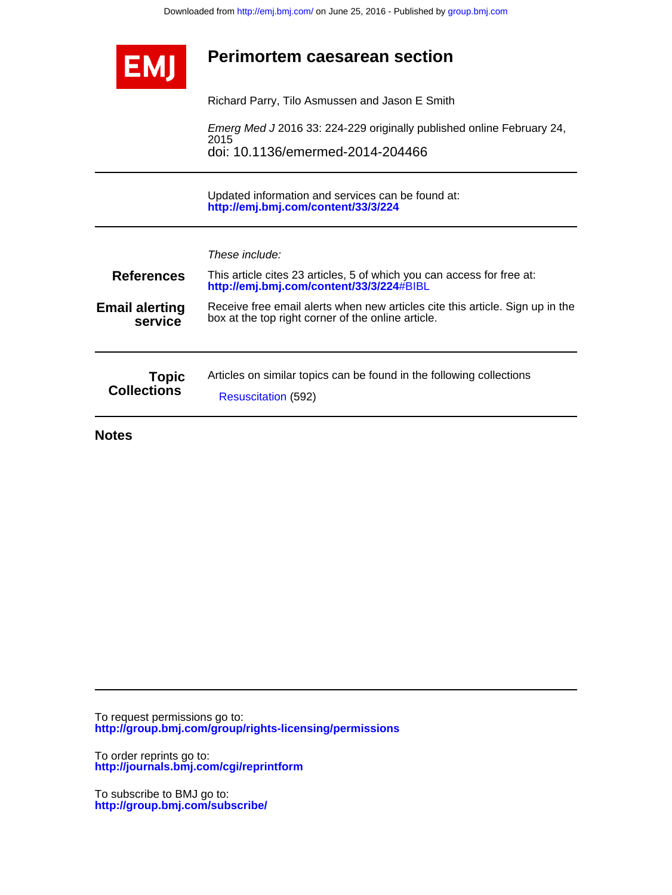Downloaded from http://emj.bmj.com/ on June 25, 2016 - Published by group.bmj.com

# Perimortem caesarean section

Richard Parry, Tilo Asmussen and Jason E Smith

*Emerg Med J* 2016 33: 224-229 originally published online February 24, 2015
doi: 10.1136/emermed-2014-204466

Updated information and services can be found at:
**http://emj.bmj.com/content/33/3/224**

*These include:*

**References** This article cites 23 articles, 5 of which you can access for free at:
**http://emj.bmj.com/content/33/3/224**#BIBL

**Email alerting service** Receive free email alerts when new articles cite this article. Sign up in the box at the top right corner of the online article.

**Topic Collections** Articles on similar topics can be found in the following collections

Resuscitation (592)

## Notes

To request permissions go to:
**http://group.bmj.com/group/rights-licensing/permissions**

To order reprints go to:
**http://journals.bmj.com/cgi/reprintform**

To subscribe to BMJ go to:
**http://group.bmj.com/subscribe/**